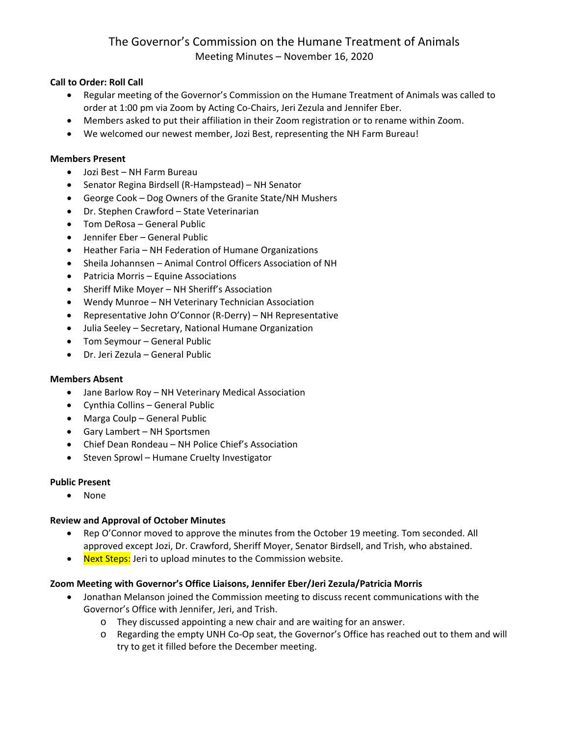# The Governor's Commission on the Humane Treatment of Animals

Meeting Minutes – November 16, 2020

**Call to Order: Roll Call**

- Regular meeting of the Governor's Commission on the Humane Treatment of Animals was called to order at 1:00 pm via Zoom by Acting Co-Chairs, Jeri Zezula and Jennifer Eber.
- Members asked to put their affiliation in their Zoom registration or to rename within Zoom.
- We welcomed our newest member, Jozi Best, representing the NH Farm Bureau!

**Members Present**

- Jozi Best – NH Farm Bureau
- Senator Regina Birdsell (R-Hampstead) – NH Senator
- George Cook – Dog Owners of the Granite State/NH Mushers
- Dr. Stephen Crawford – State Veterinarian
- Tom DeRosa – General Public
- Jennifer Eber – General Public
- Heather Faria – NH Federation of Humane Organizations
- Sheila Johannsen – Animal Control Officers Association of NH
- Patricia Morris – Equine Associations
- Sheriff Mike Moyer – NH Sheriff's Association
- Wendy Munroe – NH Veterinary Technician Association
- Representative John O'Connor (R-Derry) – NH Representative
- Julia Seeley – Secretary, National Humane Organization
- Tom Seymour – General Public
- Dr. Jeri Zezula – General Public

**Members Absent**

- Jane Barlow Roy – NH Veterinary Medical Association
- Cynthia Collins – General Public
- Marga Coulp – General Public
- Gary Lambert – NH Sportsmen
- Chief Dean Rondeau – NH Police Chief's Association
- Steven Sprowl – Humane Cruelty Investigator

**Public Present**

- None

**Review and Approval of October Minutes**

- Rep O'Connor moved to approve the minutes from the October 19 meeting. Tom seconded. All approved except Jozi, Dr. Crawford, Sheriff Moyer, Senator Birdsell, and Trish, who abstained.
- Next Steps: Jeri to upload minutes to the Commission website.

**Zoom Meeting with Governor's Office Liaisons, Jennifer Eber/Jeri Zezula/Patricia Morris**

- Jonathan Melanson joined the Commission meeting to discuss recent communications with the Governor's Office with Jennifer, Jeri, and Trish.
  - They discussed appointing a new chair and are waiting for an answer.
  - Regarding the empty UNH Co-Op seat, the Governor's Office has reached out to them and will try to get it filled before the December meeting.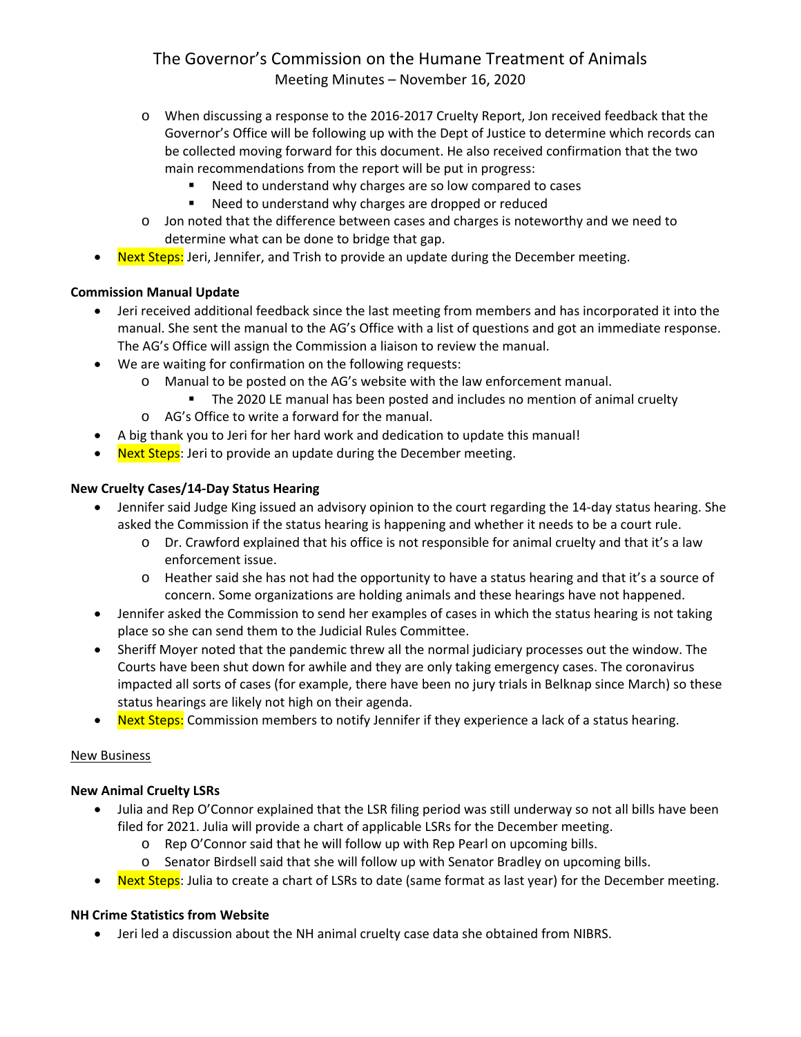- When discussing a response to the 2016-2017 Cruelty Report, Jon received feedback that the Governor's Office will be following up with the Dept of Justice to determine which records can be collected moving forward for this document. He also received confirmation that the two main recommendations from the report will be put in progress:
  - Need to understand why charges are so low compared to cases
  - Need to understand why charges are dropped or reduced
- Jon noted that the difference between cases and charges is noteworthy and we need to determine what can be done to bridge that gap.
- Next Steps: Jeri, Jennifer, and Trish to provide an update during the December meeting.

**Commission Manual Update**

- Jeri received additional feedback since the last meeting from members and has incorporated it into the manual. She sent the manual to the AG's Office with a list of questions and got an immediate response. The AG's Office will assign the Commission a liaison to review the manual.
- We are waiting for confirmation on the following requests:
  - Manual to be posted on the AG's website with the law enforcement manual.
    - The 2020 LE manual has been posted and includes no mention of animal cruelty
  - AG's Office to write a forward for the manual.
- A big thank you to Jeri for her hard work and dedication to update this manual!
- Next Steps: Jeri to provide an update during the December meeting.

**New Cruelty Cases/14-Day Status Hearing**

- Jennifer said Judge King issued an advisory opinion to the court regarding the 14-day status hearing. She asked the Commission if the status hearing is happening and whether it needs to be a court rule.
  - Dr. Crawford explained that his office is not responsible for animal cruelty and that it's a law enforcement issue.
  - Heather said she has not had the opportunity to have a status hearing and that it's a source of concern. Some organizations are holding animals and these hearings have not happened.
- Jennifer asked the Commission to send her examples of cases in which the status hearing is not taking place so she can send them to the Judicial Rules Committee.
- Sheriff Moyer noted that the pandemic threw all the normal judiciary processes out the window. The Courts have been shut down for awhile and they are only taking emergency cases. The coronavirus impacted all sorts of cases (for example, there have been no jury trials in Belknap since March) so these status hearings are likely not high on their agenda.
- Next Steps: Commission members to notify Jennifer if they experience a lack of a status hearing.

New Business

**New Animal Cruelty LSRs**

- Julia and Rep O'Connor explained that the LSR filing period was still underway so not all bills have been filed for 2021. Julia will provide a chart of applicable LSRs for the December meeting.
  - Rep O'Connor said that he will follow up with Rep Pearl on upcoming bills.
  - Senator Birdsell said that she will follow up with Senator Bradley on upcoming bills.
- Next Steps: Julia to create a chart of LSRs to date (same format as last year) for the December meeting.

**NH Crime Statistics from Website**

- Jeri led a discussion about the NH animal cruelty case data she obtained from NIBRS.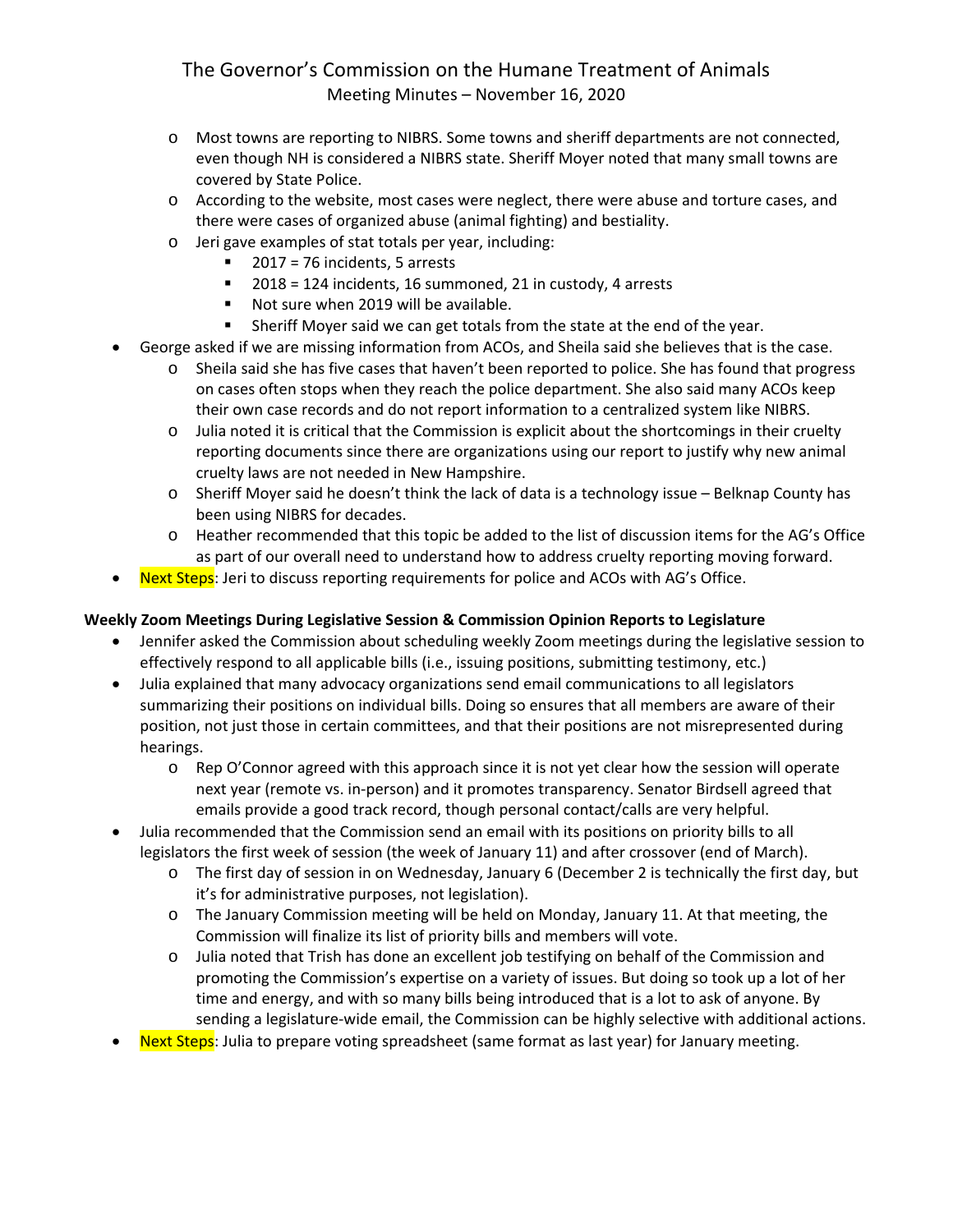- Most towns are reporting to NIBRS. Some towns and sheriff departments are not connected, even though NH is considered a NIBRS state. Sheriff Moyer noted that many small towns are covered by State Police.
  - According to the website, most cases were neglect, there were abuse and torture cases, and there were cases of organized abuse (animal fighting) and bestiality.
  - Jeri gave examples of stat totals per year, including:
    - 2017 = 76 incidents, 5 arrests
    - 2018 = 124 incidents, 16 summoned, 21 in custody, 4 arrests
    - Not sure when 2019 will be available.
    - Sheriff Moyer said we can get totals from the state at the end of the year.
- George asked if we are missing information from ACOs, and Sheila said she believes that is the case.
  - Sheila said she has five cases that haven't been reported to police. She has found that progress on cases often stops when they reach the police department. She also said many ACOs keep their own case records and do not report information to a centralized system like NIBRS.
  - Julia noted it is critical that the Commission is explicit about the shortcomings in their cruelty reporting documents since there are organizations using our report to justify why new animal cruelty laws are not needed in New Hampshire.
  - Sheriff Moyer said he doesn't think the lack of data is a technology issue – Belknap County has been using NIBRS for decades.
  - Heather recommended that this topic be added to the list of discussion items for the AG's Office as part of our overall need to understand how to address cruelty reporting moving forward.
- Next Steps: Jeri to discuss reporting requirements for police and ACOs with AG's Office.

**Weekly Zoom Meetings During Legislative Session & Commission Opinion Reports to Legislature**

- Jennifer asked the Commission about scheduling weekly Zoom meetings during the legislative session to effectively respond to all applicable bills (i.e., issuing positions, submitting testimony, etc.)
- Julia explained that many advocacy organizations send email communications to all legislators summarizing their positions on individual bills. Doing so ensures that all members are aware of their position, not just those in certain committees, and that their positions are not misrepresented during hearings.
  - Rep O'Connor agreed with this approach since it is not yet clear how the session will operate next year (remote vs. in-person) and it promotes transparency. Senator Birdsell agreed that emails provide a good track record, though personal contact/calls are very helpful.
- Julia recommended that the Commission send an email with its positions on priority bills to all legislators the first week of session (the week of January 11) and after crossover (end of March).
  - The first day of session in on Wednesday, January 6 (December 2 is technically the first day, but it's for administrative purposes, not legislation).
  - The January Commission meeting will be held on Monday, January 11. At that meeting, the Commission will finalize its list of priority bills and members will vote.
  - Julia noted that Trish has done an excellent job testifying on behalf of the Commission and promoting the Commission's expertise on a variety of issues. But doing so took up a lot of her time and energy, and with so many bills being introduced that is a lot to ask of anyone. By sending a legislature-wide email, the Commission can be highly selective with additional actions.
- Next Steps: Julia to prepare voting spreadsheet (same format as last year) for January meeting.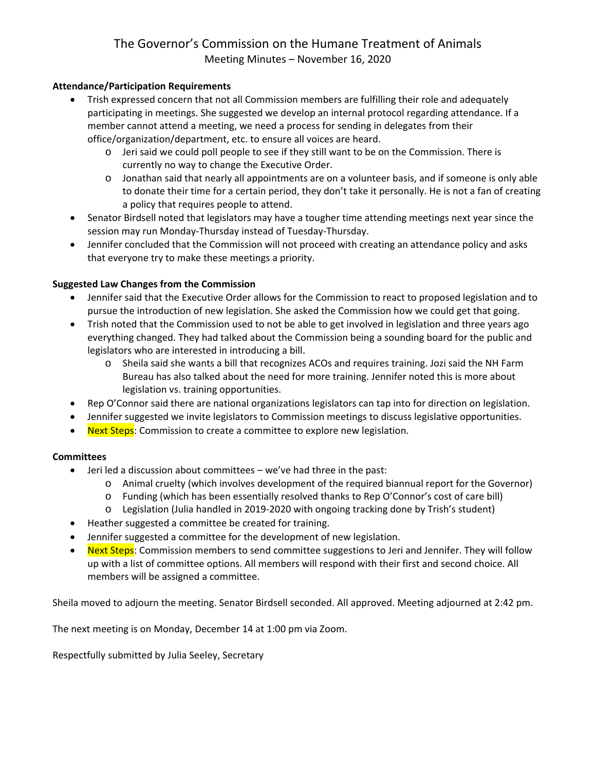# The Governor's Commission on the Humane Treatment of Animals

Meeting Minutes – November 16, 2020

**Attendance/Participation Requirements**

- Trish expressed concern that not all Commission members are fulfilling their role and adequately participating in meetings. She suggested we develop an internal protocol regarding attendance. If a member cannot attend a meeting, we need a process for sending in delegates from their office/organization/department, etc. to ensure all voices are heard.
  - Jeri said we could poll people to see if they still want to be on the Commission. There is currently no way to change the Executive Order.
  - Jonathan said that nearly all appointments are on a volunteer basis, and if someone is only able to donate their time for a certain period, they don't take it personally. He is not a fan of creating a policy that requires people to attend.
- Senator Birdsell noted that legislators may have a tougher time attending meetings next year since the session may run Monday-Thursday instead of Tuesday-Thursday.
- Jennifer concluded that the Commission will not proceed with creating an attendance policy and asks that everyone try to make these meetings a priority.

**Suggested Law Changes from the Commission**

- Jennifer said that the Executive Order allows for the Commission to react to proposed legislation and to pursue the introduction of new legislation. She asked the Commission how we could get that going.
- Trish noted that the Commission used to not be able to get involved in legislation and three years ago everything changed. They had talked about the Commission being a sounding board for the public and legislators who are interested in introducing a bill.
  - Sheila said she wants a bill that recognizes ACOs and requires training. Jozi said the NH Farm Bureau has also talked about the need for more training. Jennifer noted this is more about legislation vs. training opportunities.
- Rep O'Connor said there are national organizations legislators can tap into for direction on legislation.
- Jennifer suggested we invite legislators to Commission meetings to discuss legislative opportunities.
- Next Steps: Commission to create a committee to explore new legislation.

**Committees**

- Jeri led a discussion about committees – we've had three in the past:
  - Animal cruelty (which involves development of the required biannual report for the Governor)
  - Funding (which has been essentially resolved thanks to Rep O'Connor's cost of care bill)
  - Legislation (Julia handled in 2019-2020 with ongoing tracking done by Trish's student)
- Heather suggested a committee be created for training.
- Jennifer suggested a committee for the development of new legislation.
- Next Steps: Commission members to send committee suggestions to Jeri and Jennifer. They will follow up with a list of committee options. All members will respond with their first and second choice. All members will be assigned a committee.

Sheila moved to adjourn the meeting. Senator Birdsell seconded. All approved. Meeting adjourned at 2:42 pm.

The next meeting is on Monday, December 14 at 1:00 pm via Zoom.

Respectfully submitted by Julia Seeley, Secretary